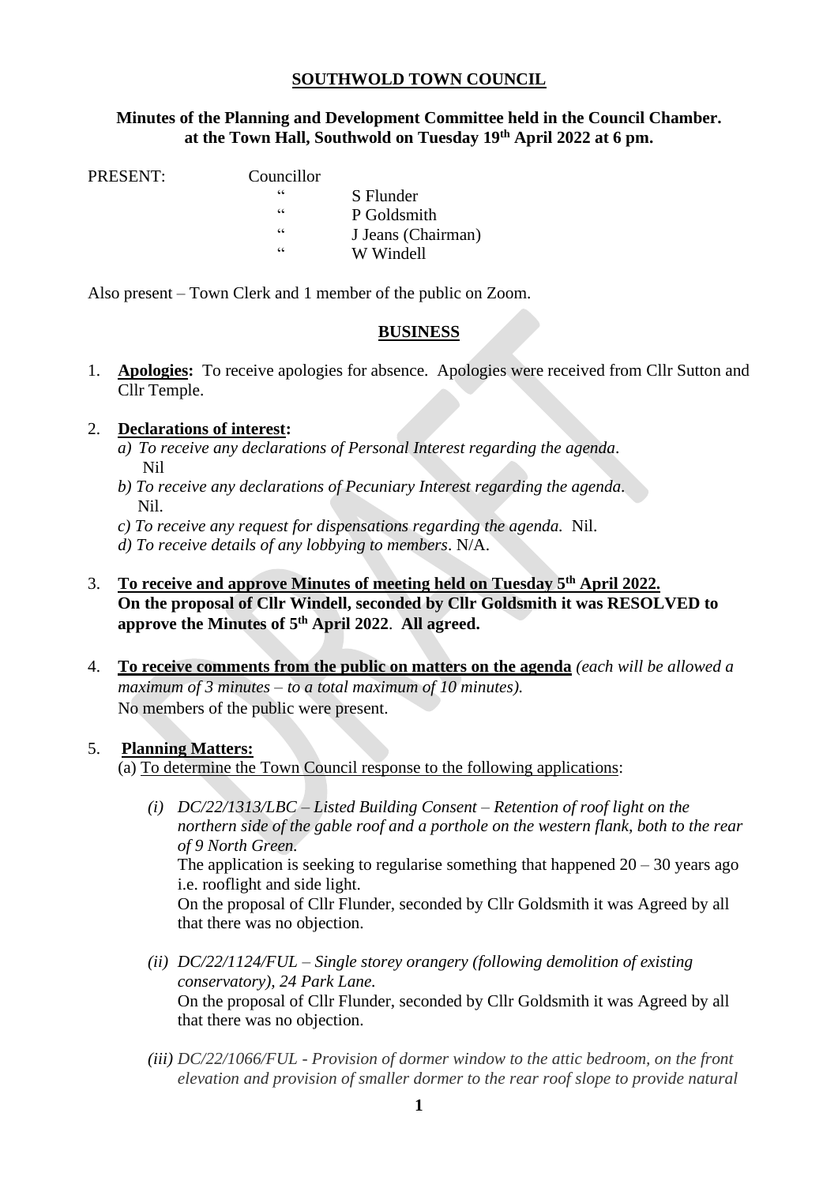# SOUTHWOLD TOWN COUNCIL

**Minutes of the Planning and Development Committee held in the Council Chamber. at the Town Hall, Southwold on Tuesday 19th April 2022 at 6 pm.**

PRESENT: Councillor
" S Flunder
" P Goldsmith
" J Jeans (Chairman)
" W Windell

Also present – Town Clerk and 1 member of the public on Zoom.

## BUSINESS

1. **Apologies:** To receive apologies for absence. Apologies were received from Cllr Sutton and Cllr Temple.

2. **Declarations of interest:**
   *a) To receive any declarations of Personal Interest regarding the agenda.*
   Nil
   *b) To receive any declarations of Pecuniary Interest regarding the agenda.*
   Nil.
   *c) To receive any request for dispensations regarding the agenda.* Nil.
   *d) To receive details of any lobbying to members*. N/A.

3. **To receive and approve Minutes of meeting held on Tuesday 5th April 2022.**
   **On the proposal of Cllr Windell, seconded by Cllr Goldsmith it was RESOLVED to approve the Minutes of 5th April 2022. All agreed.**

4. **To receive comments from the public on matters on the agenda** *(each will be allowed a maximum of 3 minutes – to a total maximum of 10 minutes).*
   No members of the public were present.

5. **Planning Matters:**
   (a) To determine the Town Council response to the following applications:

   *(i) DC/22/1313/LBC – Listed Building Consent – Retention of roof light on the northern side of the gable roof and a porthole on the western flank, both to the rear of 9 North Green.*
   The application is seeking to regularise something that happened 20 – 30 years ago i.e. rooflight and side light.
   On the proposal of Cllr Flunder, seconded by Cllr Goldsmith it was Agreed by all that there was no objection.

   *(ii) DC/22/1124/FUL – Single storey orangery (following demolition of existing conservatory), 24 Park Lane.*
   On the proposal of Cllr Flunder, seconded by Cllr Goldsmith it was Agreed by all that there was no objection.

   *(iii) DC/22/1066/FUL - Provision of dormer window to the attic bedroom, on the front elevation and provision of smaller dormer to the rear roof slope to provide natural*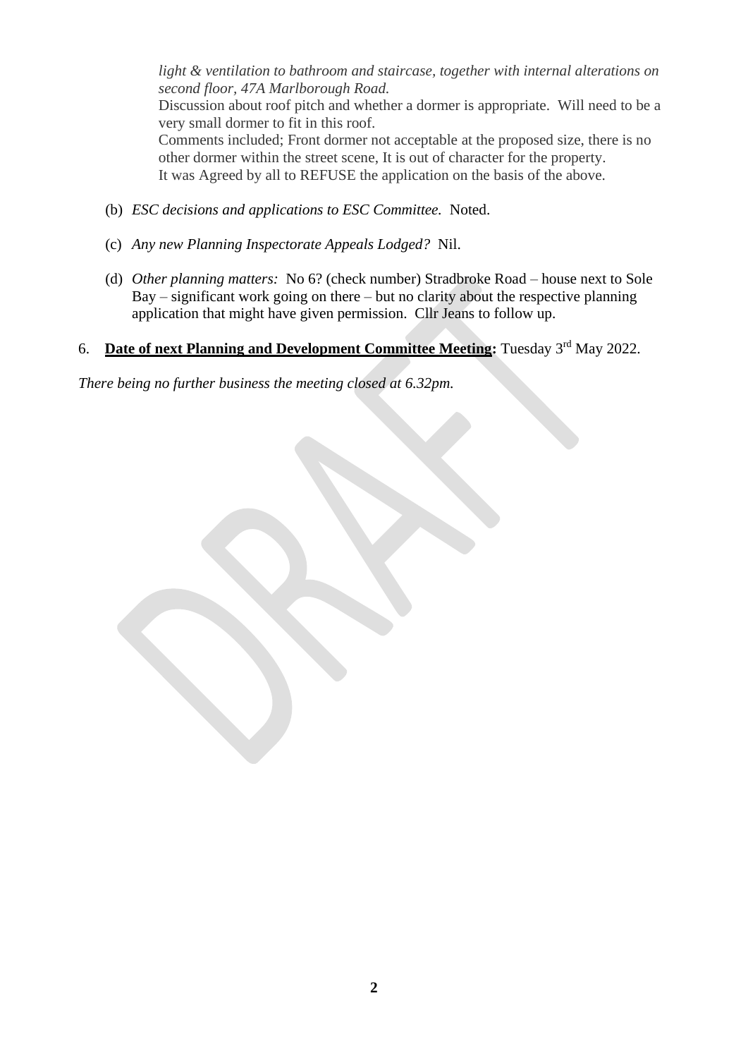*light & ventilation to bathroom and staircase, together with internal alterations on second floor, 47A Marlborough Road.*
Discussion about roof pitch and whether a dormer is appropriate. Will need to be a very small dormer to fit in this roof.
Comments included; Front dormer not acceptable at the proposed size, there is no other dormer within the street scene, It is out of character for the property.
It was Agreed by all to REFUSE the application on the basis of the above.

(b) *ESC decisions and applications to ESC Committee.* Noted.

(c) *Any new Planning Inspectorate Appeals Lodged?* Nil.

(d) *Other planning matters:* No 6? (check number) Stradbroke Road – house next to Sole Bay – significant work going on there – but no clarity about the respective planning application that might have given permission. Cllr Jeans to follow up.

6. **Date of next Planning and Development Committee Meeting:** Tuesday 3rd May 2022.

*There being no further business the meeting closed at 6.32pm.*